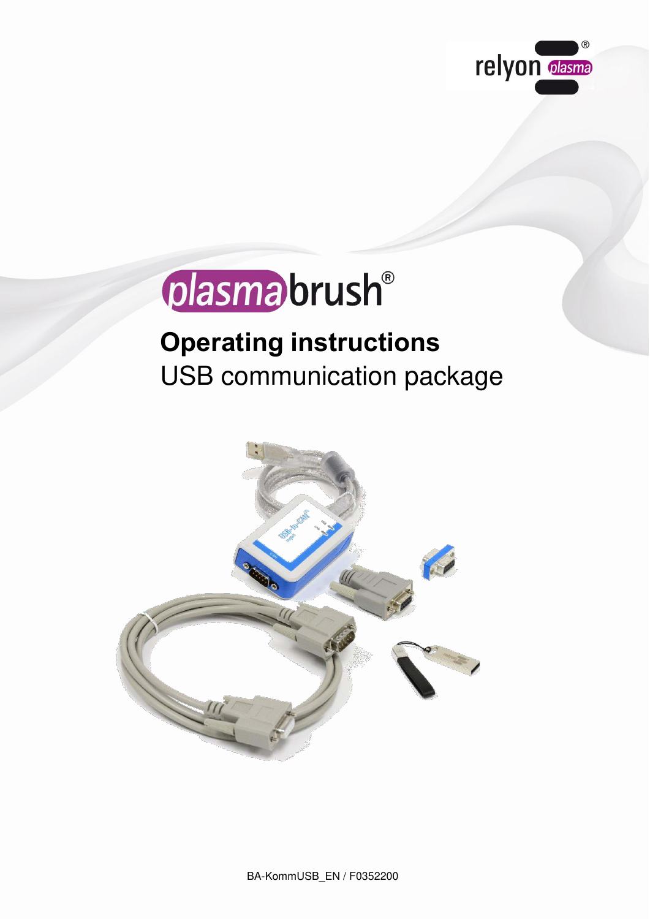# plasmabrush®

## Operating instructions

USB communication package

BA-KommUSB_EN / F0352200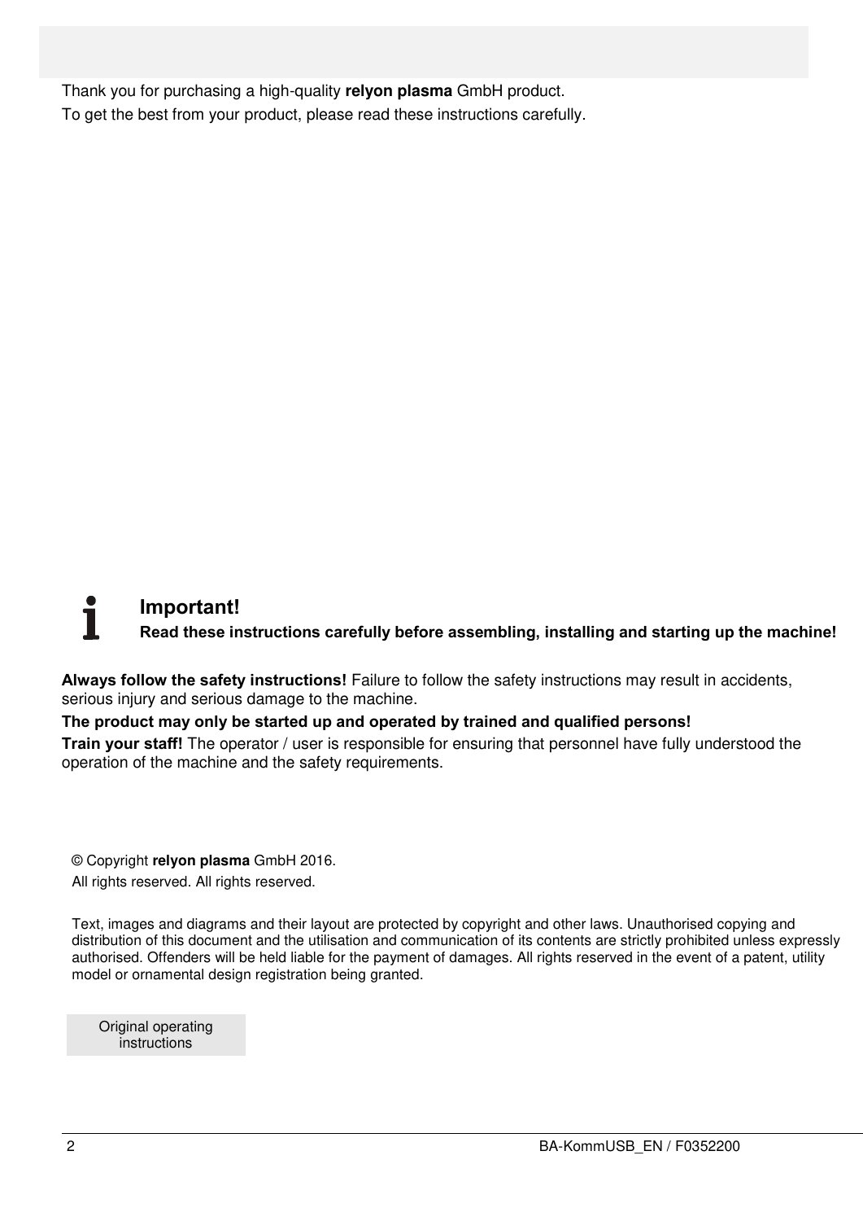Thank you for purchasing a high-quality **relyon plasma** GmbH product.

To get the best from your product, please read these instructions carefully.

**Important!**

**Read these instructions carefully before assembling, installing and starting up the machine!**

**Always follow the safety instructions!** Failure to follow the safety instructions may result in accidents, serious injury and serious damage to the machine.

**The product may only be started up and operated by trained and qualified persons!**

**Train your staff!** The operator / user is responsible for ensuring that personnel have fully understood the operation of the machine and the safety requirements.

© Copyright **relyon plasma** GmbH 2016.

All rights reserved. All rights reserved.

Text, images and diagrams and their layout are protected by copyright and other laws. Unauthorised copying and distribution of this document and the utilisation and communication of its contents are strictly prohibited unless expressly authorised. Offenders will be held liable for the payment of damages. All rights reserved in the event of a patent, utility model or ornamental design registration being granted.

Original operating instructions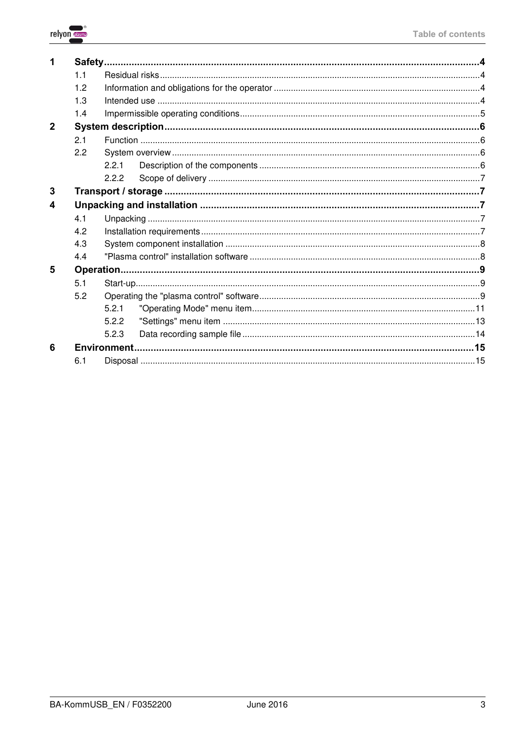| | | | |
|---|---|---|---|
| **1** | **Safety** | | **4** |
| | 1.1 | Residual risks | 4 |
| | 1.2 | Information and obligations for the operator | 4 |
| | 1.3 | Intended use | 4 |
| | 1.4 | Impermissible operating conditions | 5 |
| **2** | **System description** | | **6** |
| | 2.1 | Function | 6 |
| | 2.2 | System overview | 6 |
| | 2.2.1 | Description of the components | 6 |
| | 2.2.2 | Scope of delivery | 7 |
| **3** | **Transport / storage** | | **7** |
| **4** | **Unpacking and installation** | | **7** |
| | 4.1 | Unpacking | 7 |
| | 4.2 | Installation requirements | 7 |
| | 4.3 | System component installation | 8 |
| | 4.4 | "Plasma control" installation software | 8 |
| **5** | **Operation** | | **9** |
| | 5.1 | Start-up | 9 |
| | 5.2 | Operating the "plasma control" software | 9 |
| | 5.2.1 | "Operating Mode" menu item | 11 |
| | 5.2.2 | "Settings" menu item | 13 |
| | 5.2.3 | Data recording sample file | 14 |
| **6** | **Environment** | | **15** |
| | 6.1 | Disposal | 15 |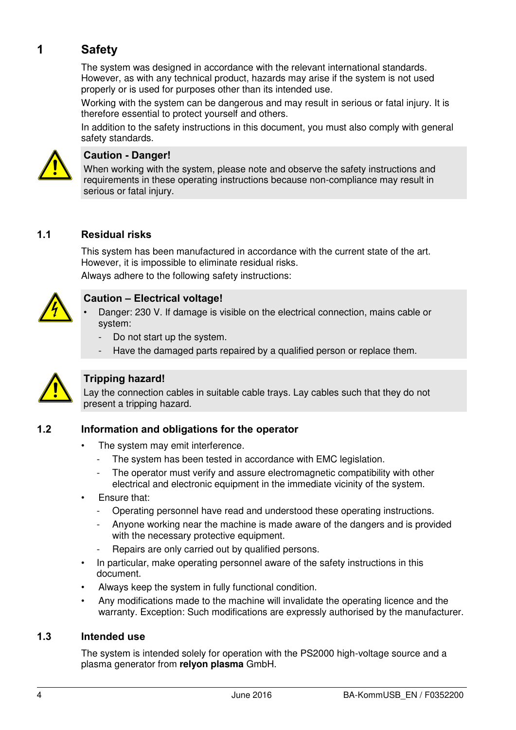# 1 Safety

The system was designed in accordance with the relevant international standards. However, as with any technical product, hazards may arise if the system is not used properly or is used for purposes other than its intended use.

Working with the system can be dangerous and may result in serious or fatal injury. It is therefore essential to protect yourself and others.

In addition to the safety instructions in this document, you must also comply with general safety standards.

> **Caution - Danger!**
> When working with the system, please note and observe the safety instructions and requirements in these operating instructions because non-compliance may result in serious or fatal injury.

## 1.1 Residual risks

This system has been manufactured in accordance with the current state of the art. However, it is impossible to eliminate residual risks.

Always adhere to the following safety instructions:

> **Caution – Electrical voltage!**
> - Danger: 230 V. If damage is visible on the electrical connection, mains cable or system:
>   - Do not start up the system.
>   - Have the damaged parts repaired by a qualified person or replace them.

> **Tripping hazard!**
> Lay the connection cables in suitable cable trays. Lay cables such that they do not present a tripping hazard.

## 1.2 Information and obligations for the operator

- The system may emit interference.
  - The system has been tested in accordance with EMC legislation.
  - The operator must verify and assure electromagnetic compatibility with other electrical and electronic equipment in the immediate vicinity of the system.
- Ensure that:
  - Operating personnel have read and understood these operating instructions.
  - Anyone working near the machine is made aware of the dangers and is provided with the necessary protective equipment.
  - Repairs are only carried out by qualified persons.
- In particular, make operating personnel aware of the safety instructions in this document.
- Always keep the system in fully functional condition.
- Any modifications made to the machine will invalidate the operating licence and the warranty. Exception: Such modifications are expressly authorised by the manufacturer.

## 1.3 Intended use

The system is intended solely for operation with the PS2000 high-voltage source and a plasma generator from **relyon plasma** GmbH.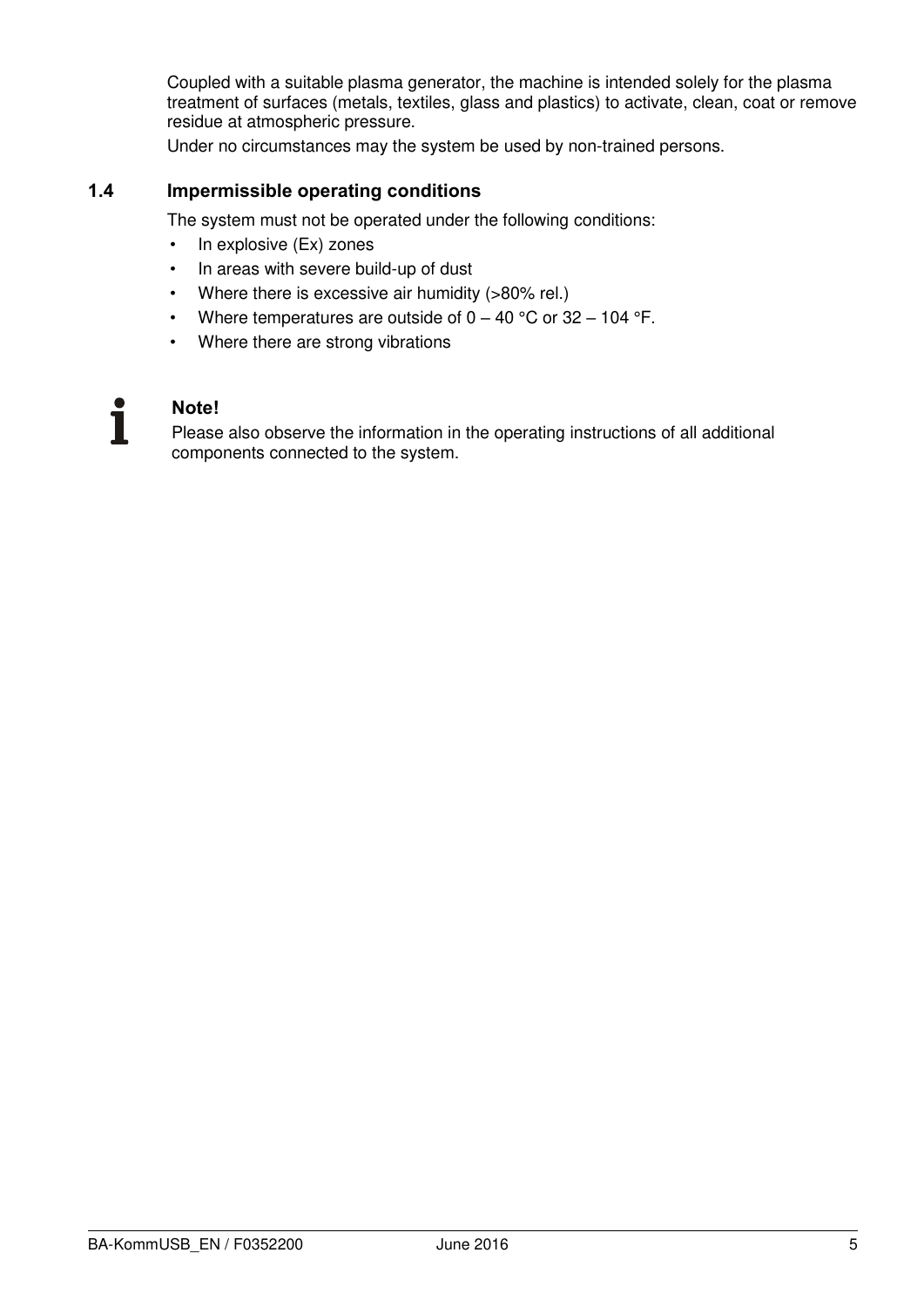Coupled with a suitable plasma generator, the machine is intended solely for the plasma treatment of surfaces (metals, textiles, glass and plastics) to activate, clean, coat or remove residue at atmospheric pressure.

Under no circumstances may the system be used by non-trained persons.

## 1.4 Impermissible operating conditions

The system must not be operated under the following conditions:

- In explosive (Ex) zones
- In areas with severe build-up of dust
- Where there is excessive air humidity (>80% rel.)
- Where temperatures are outside of 0 – 40 °C or 32 – 104 °F.
- Where there are strong vibrations

**Note!**

Please also observe the information in the operating instructions of all additional components connected to the system.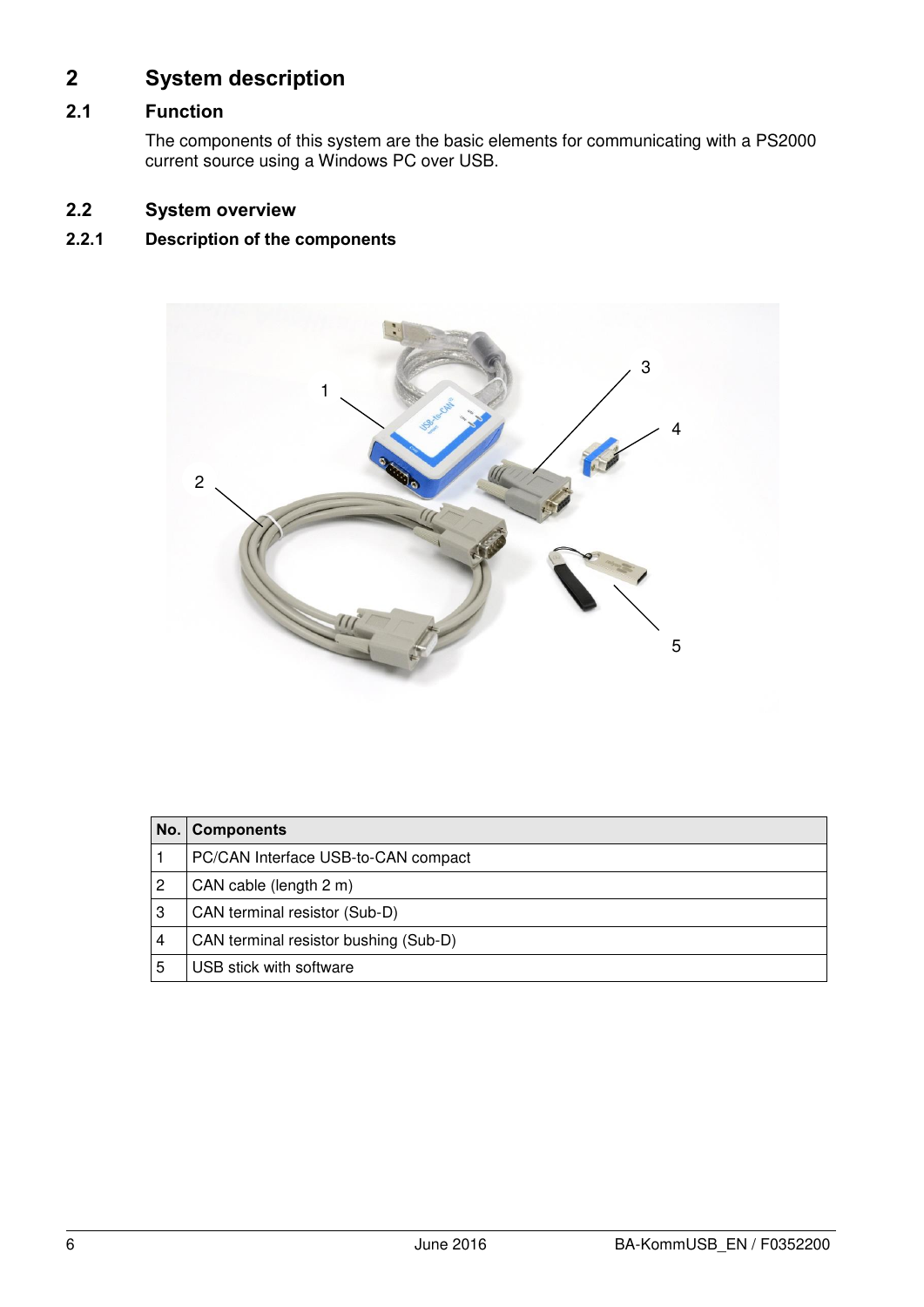# 2 System description

## 2.1 Function

The components of this system are the basic elements for communicating with a PS2000 current source using a Windows PC over USB.

## 2.2 System overview

### 2.2.1 Description of the components

| No. | Components |
|---|---|
| 1 | PC/CAN Interface USB-to-CAN compact |
| 2 | CAN cable (length 2 m) |
| 3 | CAN terminal resistor (Sub-D) |
| 4 | CAN terminal resistor bushing (Sub-D) |
| 5 | USB stick with software |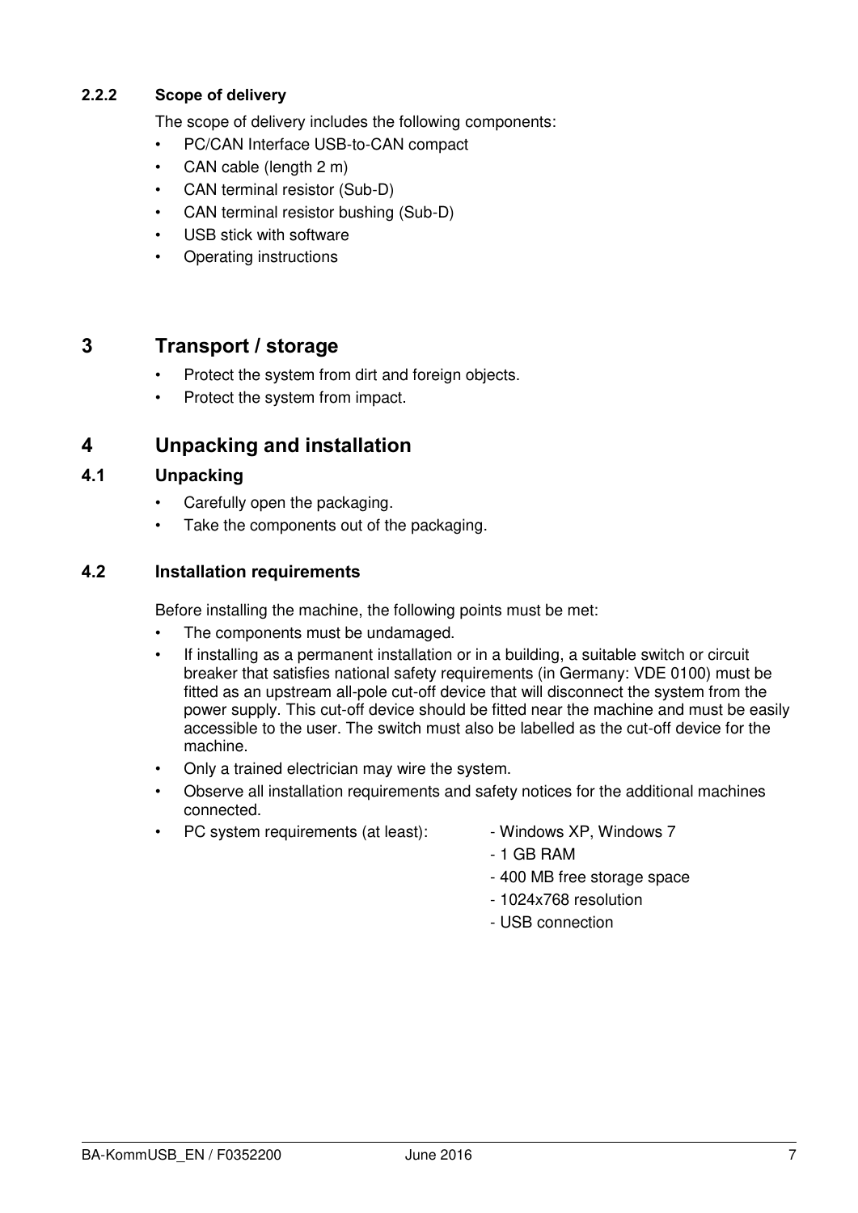#### 2.2.2 Scope of delivery

The scope of delivery includes the following components:

- PC/CAN Interface USB-to-CAN compact
- CAN cable (length 2 m)
- CAN terminal resistor (Sub-D)
- CAN terminal resistor bushing (Sub-D)
- USB stick with software
- Operating instructions

# 3 Transport / storage

- Protect the system from dirt and foreign objects.
- Protect the system from impact.

# 4 Unpacking and installation

## 4.1 Unpacking

- Carefully open the packaging.
- Take the components out of the packaging.

## 4.2 Installation requirements

Before installing the machine, the following points must be met:

- The components must be undamaged.
- If installing as a permanent installation or in a building, a suitable switch or circuit breaker that satisfies national safety requirements (in Germany: VDE 0100) must be fitted as an upstream all-pole cut-off device that will disconnect the system from the power supply. This cut-off device should be fitted near the machine and must be easily accessible to the user. The switch must also be labelled as the cut-off device for the machine.
- Only a trained electrician may wire the system.
- Observe all installation requirements and safety notices for the additional machines connected.
- PC system requirements (at least):
  - Windows XP, Windows 7
  - 1 GB RAM
  - 400 MB free storage space
  - 1024x768 resolution
  - USB connection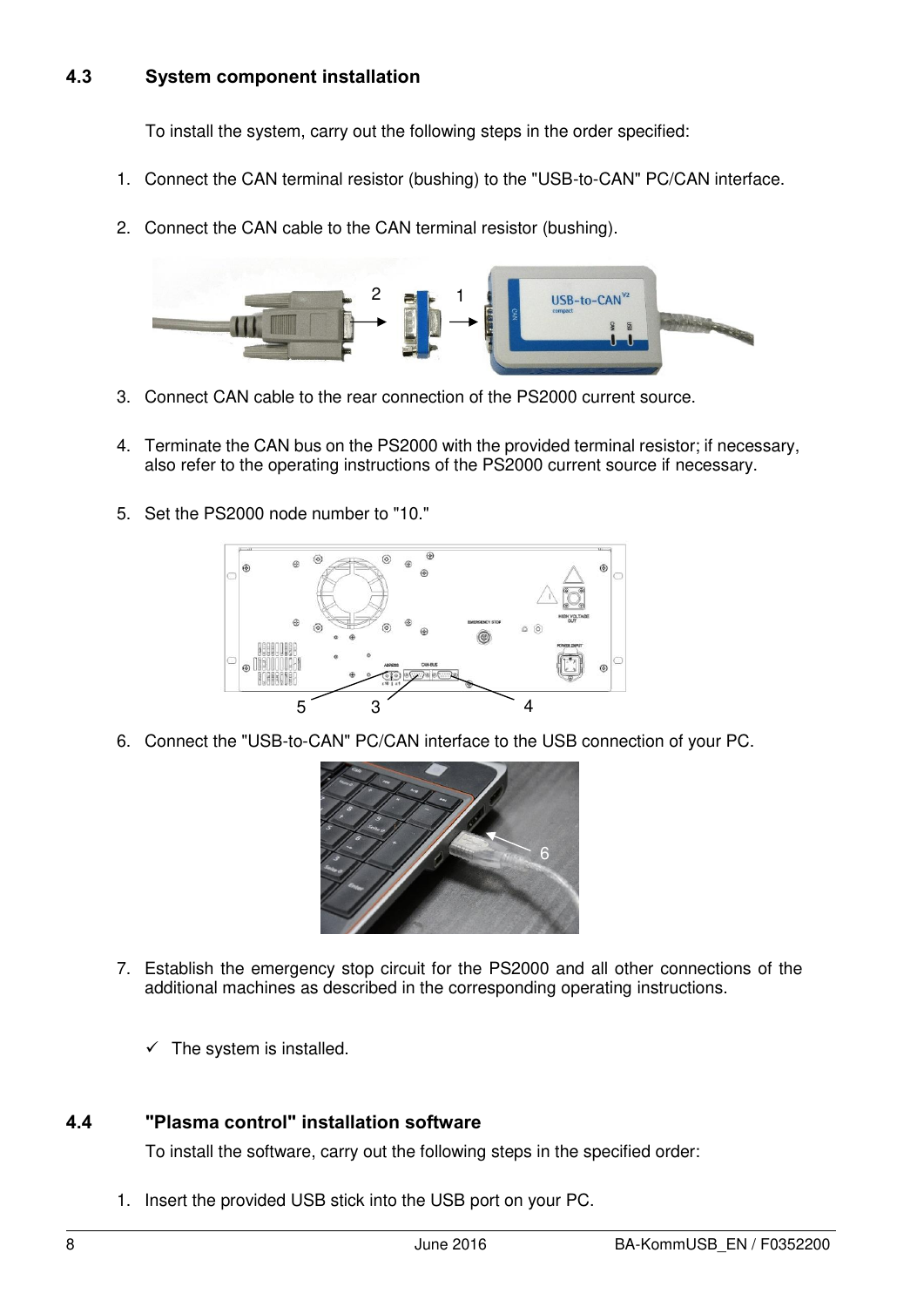## 4.3 System component installation

To install the system, carry out the following steps in the order specified:

1. Connect the CAN terminal resistor (bushing) to the "USB-to-CAN" PC/CAN interface.

2. Connect the CAN cable to the CAN terminal resistor (bushing).

3. Connect CAN cable to the rear connection of the PS2000 current source.

4. Terminate the CAN bus on the PS2000 with the provided terminal resistor; if necessary, also refer to the operating instructions of the PS2000 current source if necessary.

5. Set the PS2000 node number to "10."

6. Connect the "USB-to-CAN" PC/CAN interface to the USB connection of your PC.

7. Establish the emergency stop circuit for the PS2000 and all other connections of the additional machines as described in the corresponding operating instructions.

✓ The system is installed.

## 4.4 "Plasma control" installation software

To install the software, carry out the following steps in the specified order:

1. Insert the provided USB stick into the USB port on your PC.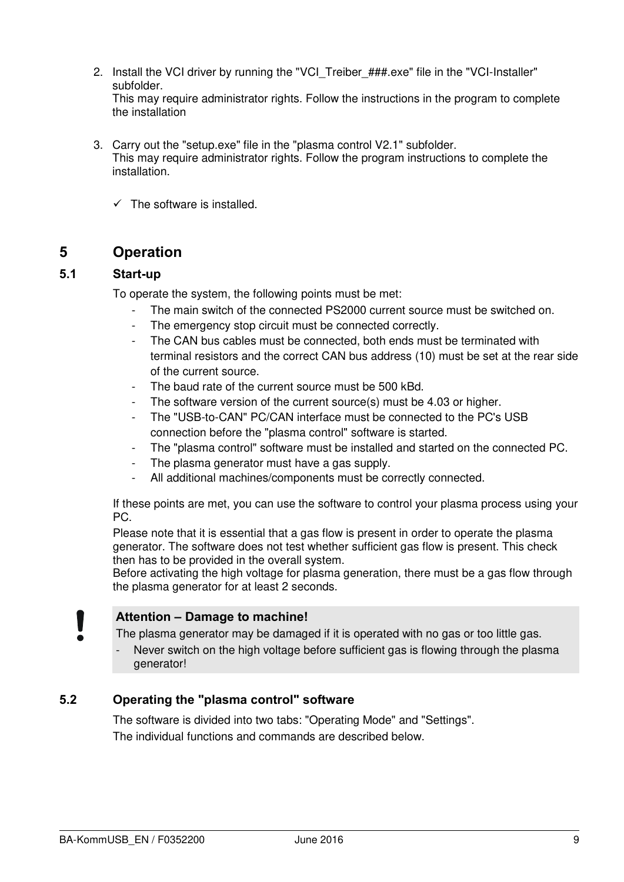2. Install the VCI driver by running the "VCI_Treiber_###.exe" file in the "VCI-Installer" subfolder.
   This may require administrator rights. Follow the instructions in the program to complete the installation

3. Carry out the "setup.exe" file in the "plasma control V2.1" subfolder.
   This may require administrator rights. Follow the program instructions to complete the installation.

   ✓ The software is installed.

# 5 Operation

## 5.1 Start-up

To operate the system, the following points must be met:

- The main switch of the connected PS2000 current source must be switched on.
- The emergency stop circuit must be connected correctly.
- The CAN bus cables must be connected, both ends must be terminated with terminal resistors and the correct CAN bus address (10) must be set at the rear side of the current source.
- The baud rate of the current source must be 500 kBd.
- The software version of the current source(s) must be 4.03 or higher.
- The "USB-to-CAN" PC/CAN interface must be connected to the PC's USB connection before the "plasma control" software is started.
- The "plasma control" software must be installed and started on the connected PC.
- The plasma generator must have a gas supply.
- All additional machines/components must be correctly connected.

If these points are met, you can use the software to control your plasma process using your PC.

Please note that it is essential that a gas flow is present in order to operate the plasma generator. The software does not test whether sufficient gas flow is present. This check then has to be provided in the overall system.

Before activating the high voltage for plasma generation, there must be a gas flow through the plasma generator for at least 2 seconds.

> **Attention – Damage to machine!**
> The plasma generator may be damaged if it is operated with no gas or too little gas.
> - Never switch on the high voltage before sufficient gas is flowing through the plasma generator!

## 5.2 Operating the "plasma control" software

The software is divided into two tabs: "Operating Mode" and "Settings".

The individual functions and commands are described below.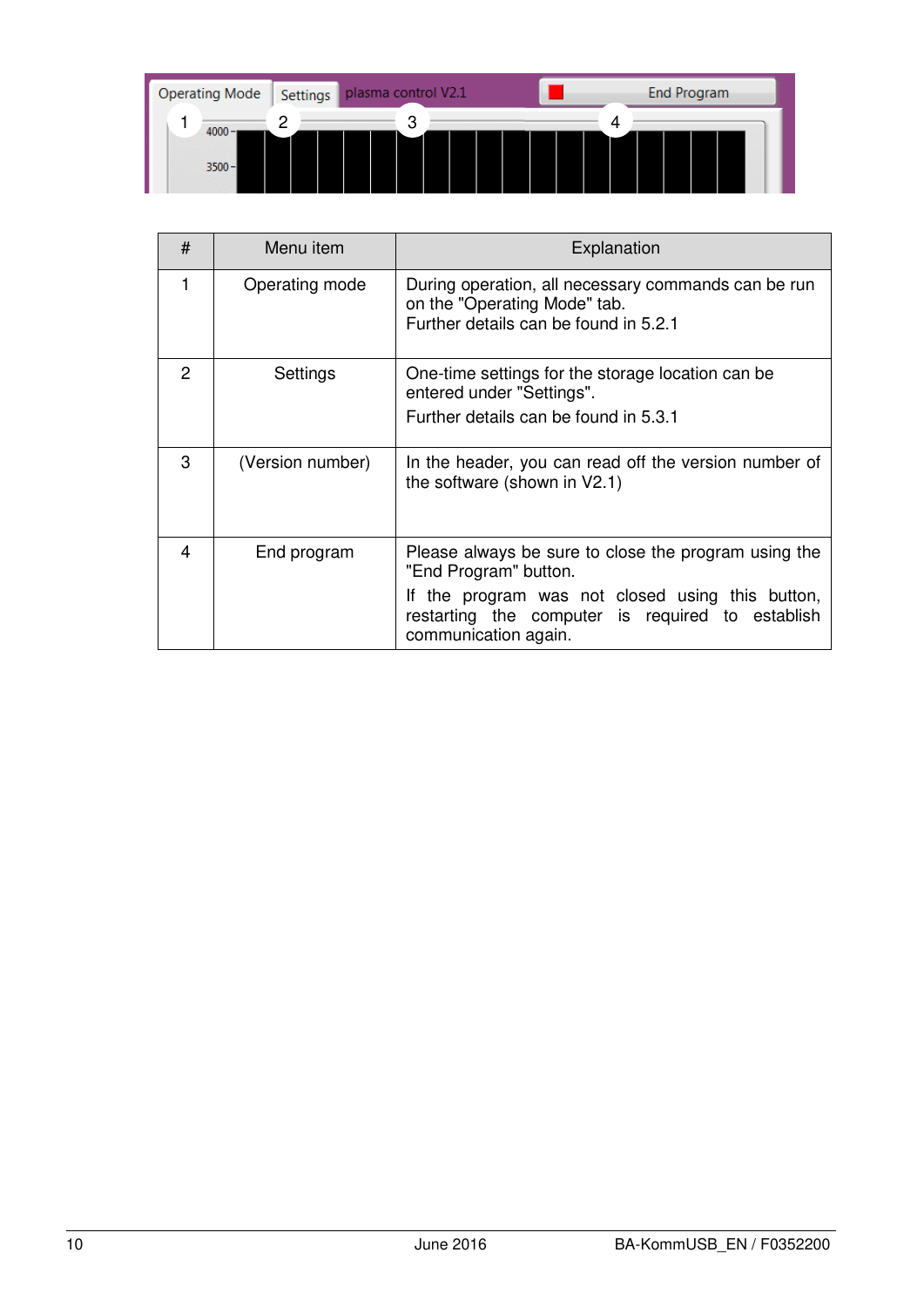| # | Menu item | Explanation |
|---|---|---|
| 1 | Operating mode | During operation, all necessary commands can be run on the "Operating Mode" tab. Further details can be found in 5.2.1 |
| 2 | Settings | One-time settings for the storage location can be entered under "Settings". Further details can be found in 5.3.1 |
| 3 | (Version number) | In the header, you can read off the version number of the software (shown in V2.1) |
| 4 | End program | Please always be sure to close the program using the "End Program" button. If the program was not closed using this button, restarting the computer is required to establish communication again. |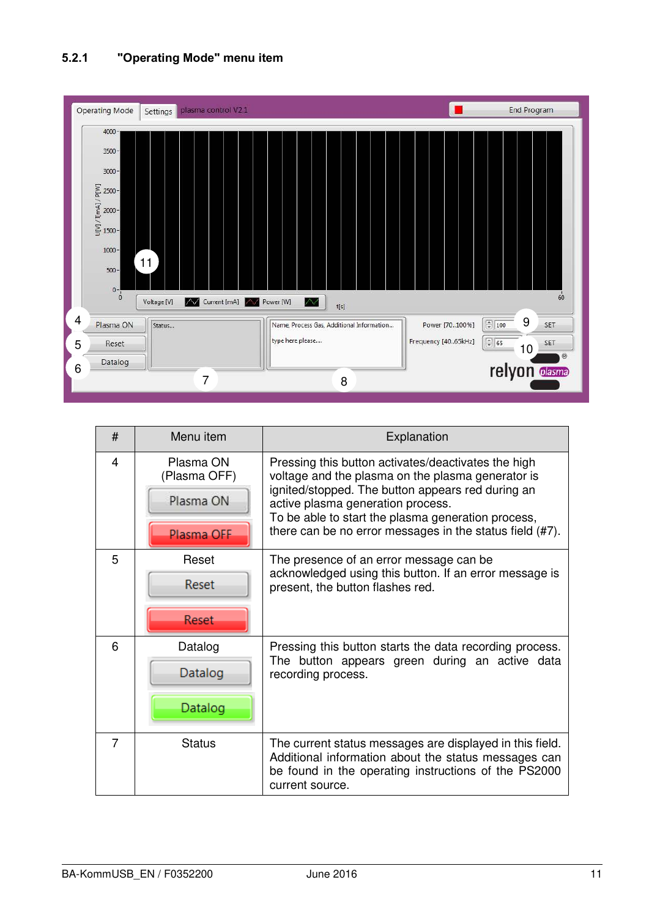### 5.2.1 "Operating Mode" menu item

| # | Menu item | Explanation |
|---|---|---|
| 4 | Plasma ON (Plasma OFF) | Pressing this button activates/deactivates the high voltage and the plasma on the plasma generator is ignited/stopped. The button appears red during an active plasma generation process. To be able to start the plasma generation process, there can be no error messages in the status field (#7). |
| 5 | Reset | The presence of an error message can be acknowledged using this button. If an error message is present, the button flashes red. |
| 6 | Datalog | Pressing this button starts the data recording process. The button appears green during an active data recording process. |
| 7 | Status | The current status messages are displayed in this field. Additional information about the status messages can be found in the operating instructions of the PS2000 current source. |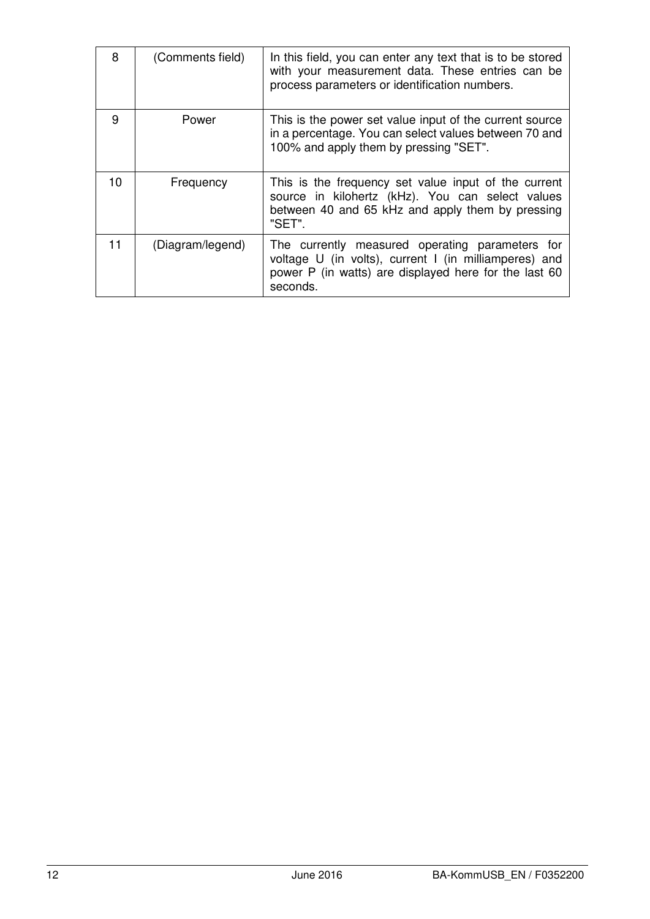| 8 | (Comments field) | In this field, you can enter any text that is to be stored with your measurement data. These entries can be process parameters or identification numbers. |
|---|---|---|
| 9 | Power | This is the power set value input of the current source in a percentage. You can select values between 70 and 100% and apply them by pressing "SET". |
| 10 | Frequency | This is the frequency set value input of the current source in kilohertz (kHz). You can select values between 40 and 65 kHz and apply them by pressing "SET". |
| 11 | (Diagram/legend) | The currently measured operating parameters for voltage U (in volts), current I (in milliamperes) and power P (in watts) are displayed here for the last 60 seconds. |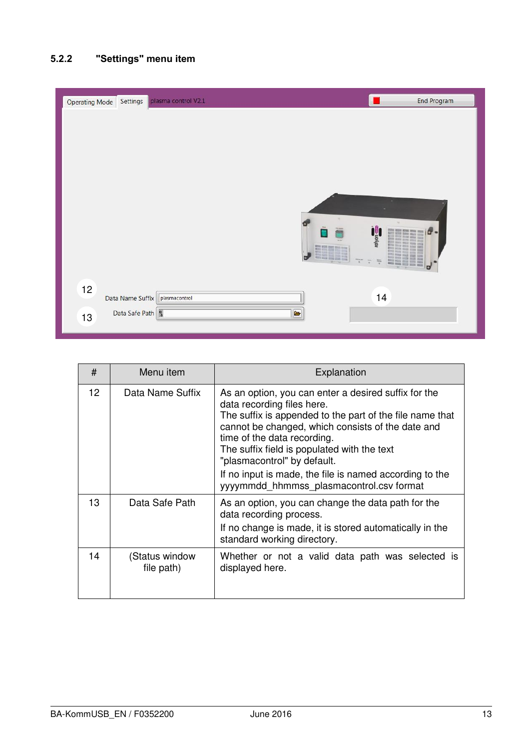### 5.2.2 "Settings" menu item

| # | Menu item | Explanation |
|---|---|---|
| 12 | Data Name Suffix | As an option, you can enter a desired suffix for the data recording files here. The suffix is appended to the part of the file name that cannot be changed, which consists of the date and time of the data recording. The suffix field is populated with the text "plasmacontrol" by default. If no input is made, the file is named according to the yyyymmdd_hhmmss_plasmacontrol.csv format |
| 13 | Data Safe Path | As an option, you can change the data path for the data recording process. If no change is made, it is stored automatically in the standard working directory. |
| 14 | (Status window file path) | Whether or not a valid data path was selected is displayed here. |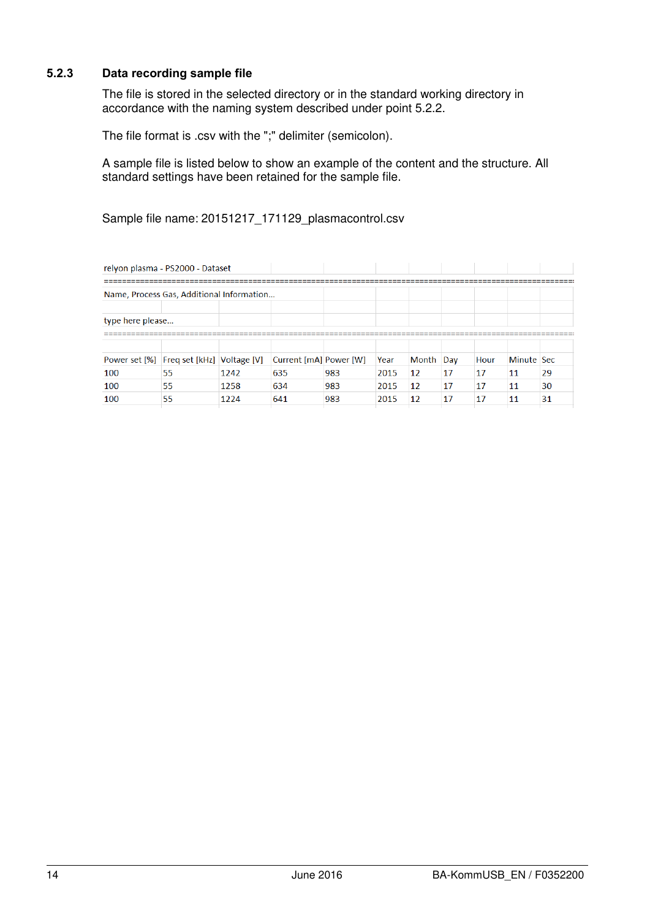### 5.2.3 Data recording sample file

The file is stored in the selected directory or in the standard working directory in accordance with the naming system described under point 5.2.2.

The file format is .csv with the ";" delimiter (semicolon).

A sample file is listed below to show an example of the content and the structure. All standard settings have been retained for the sample file.

Sample file name: 20151217_171129_plasmacontrol.csv

| relyon plasma - PS2000 - Dataset | | | | | | | | | | |
|---|---|---|---|---|---|---|---|---|---|---|
| ================================================================================ | | | | | | | | | | |
| Name, Process Gas, Additional Information... | | | | | | | | | | |
| | | | | | | | | | | |
| type here please... | | | | | | | | | | |
| ================================================================================ | | | | | | | | | | |
| | | | | | | | | | | |
| Power set [%] | Freq set [kHz] | Voltage [V] | Current [mA] | Power [W] | Year | Month | Day | Hour | Minute | Sec |
| 100 | 55 | 1242 | 635 | 983 | 2015 | 12 | 17 | 17 | 11 | 29 |
| 100 | 55 | 1258 | 634 | 983 | 2015 | 12 | 17 | 17 | 11 | 30 |
| 100 | 55 | 1224 | 641 | 983 | 2015 | 12 | 17 | 17 | 11 | 31 |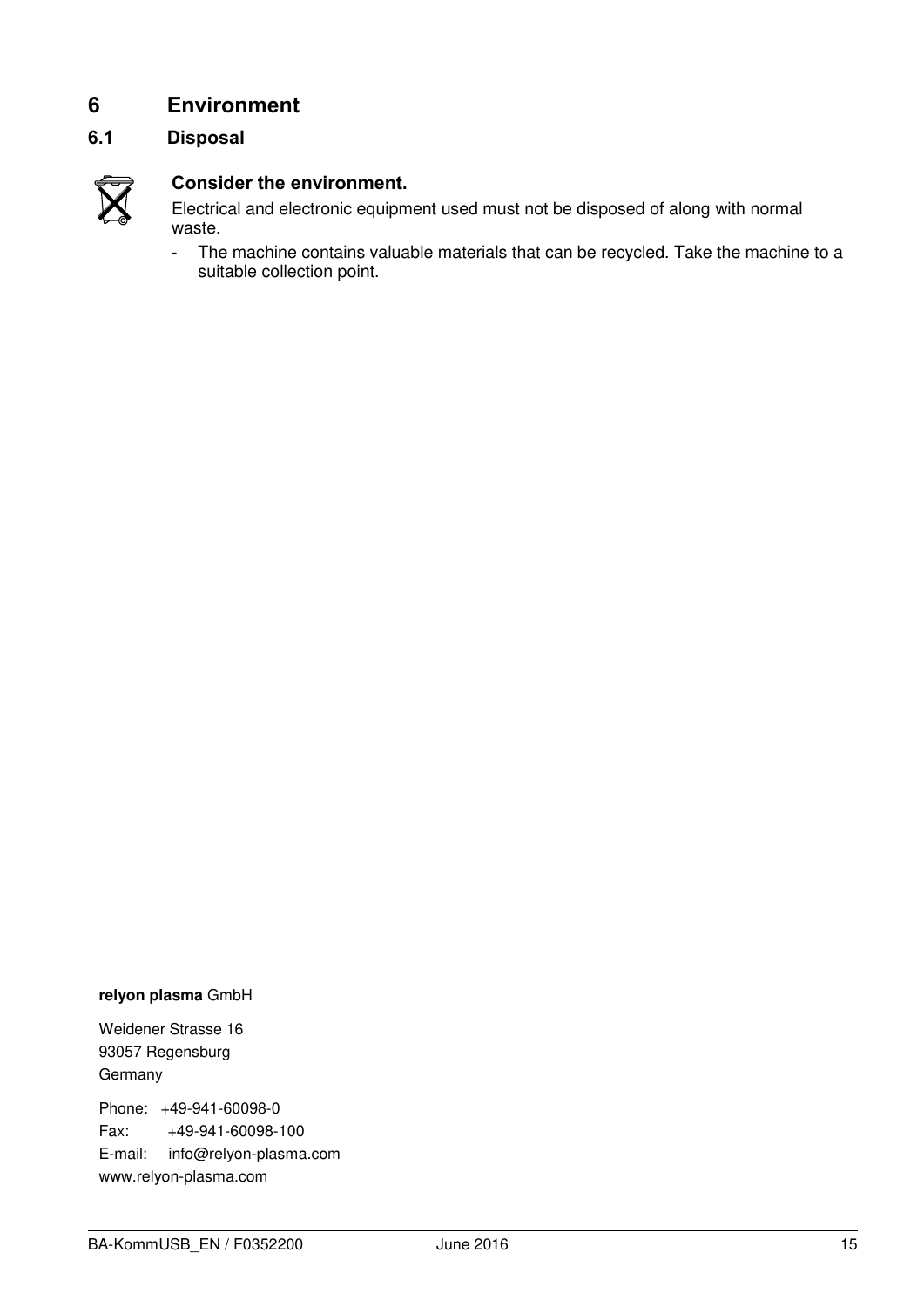# 6 Environment

## 6.1 Disposal

**Consider the environment.**

Electrical and electronic equipment used must not be disposed of along with normal waste.

- The machine contains valuable materials that can be recycled. Take the machine to a suitable collection point.

**relyon plasma** GmbH

Weidener Strasse 16
93057 Regensburg
Germany

Phone: +49-941-60098-0
Fax: +49-941-60098-100
E-mail: info@relyon-plasma.com
www.relyon-plasma.com